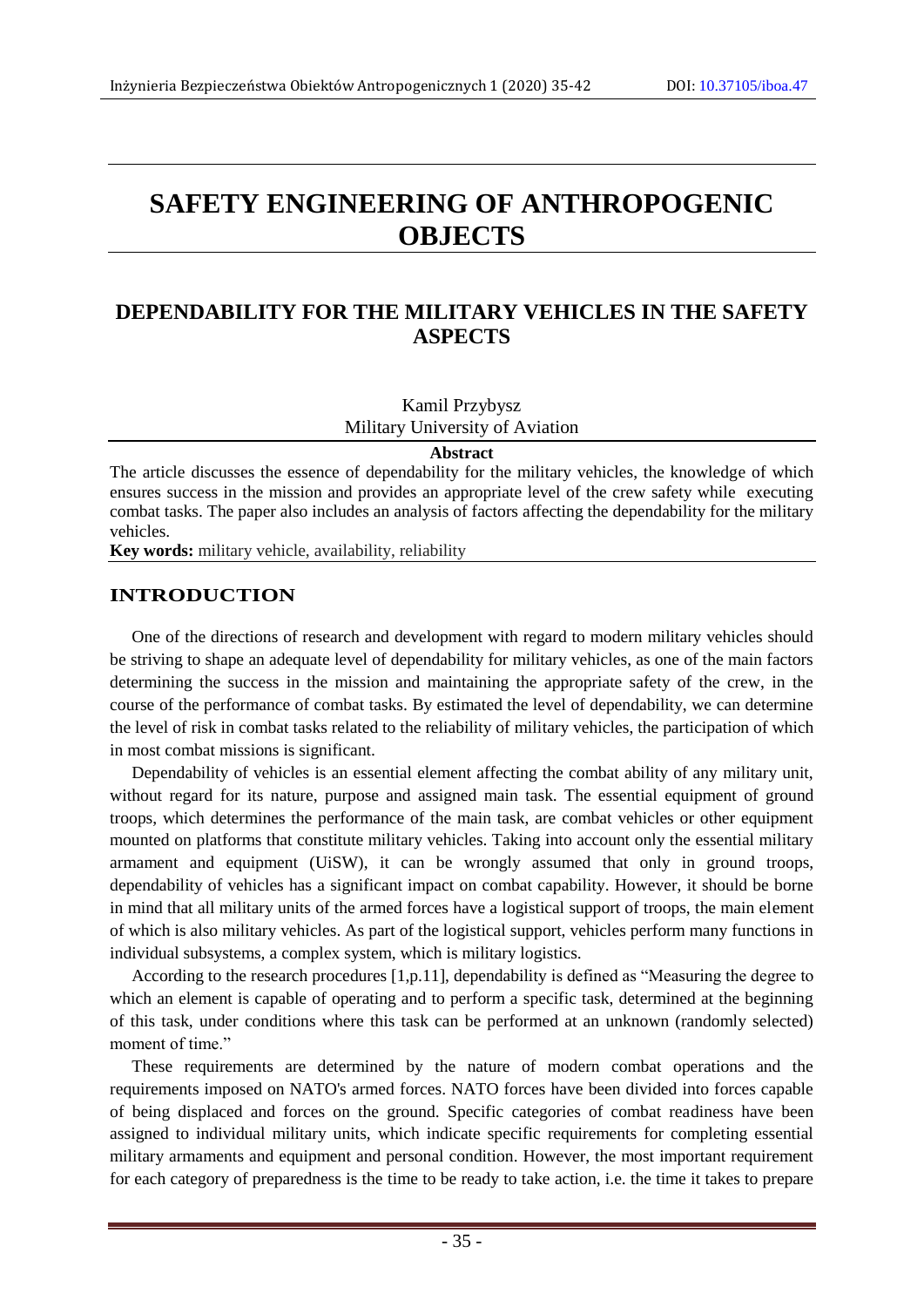# SAFETY ENGINEERING OF ANTHROPOGENIC OBJECTS

## DEPENDABILITY FOR THE MILITARY VEHICLES IN THE SAFETY ASPECTS

Kamil Przybysz
Military University of Aviation

**Abstract**

The article discusses the essence of dependability for the military vehicles, the knowledge of which ensures success in the mission and provides an appropriate level of the crew safety while executing combat tasks. The paper also includes an analysis of factors affecting the dependability for the military vehicles.

**Key words:** military vehicle, availability, reliability

## INTRODUCTION

One of the directions of research and development with regard to modern military vehicles should be striving to shape an adequate level of dependability for military vehicles, as one of the main factors determining the success in the mission and maintaining the appropriate safety of the crew, in the course of the performance of combat tasks. By estimated the level of dependability, we can determine the level of risk in combat tasks related to the reliability of military vehicles, the participation of which in most combat missions is significant.

Dependability of vehicles is an essential element affecting the combat ability of any military unit, without regard for its nature, purpose and assigned main task. The essential equipment of ground troops, which determines the performance of the main task, are combat vehicles or other equipment mounted on platforms that constitute military vehicles. Taking into account only the essential military armament and equipment (UiSW), it can be wrongly assumed that only in ground troops, dependability of vehicles has a significant impact on combat capability. However, it should be borne in mind that all military units of the armed forces have a logistical support of troops, the main element of which is also military vehicles. As part of the logistical support, vehicles perform many functions in individual subsystems, a complex system, which is military logistics.

According to the research procedures [1,p.11], dependability is defined as "Measuring the degree to which an element is capable of operating and to perform a specific task, determined at the beginning of this task, under conditions where this task can be performed at an unknown (randomly selected) moment of time."

These requirements are determined by the nature of modern combat operations and the requirements imposed on NATO's armed forces. NATO forces have been divided into forces capable of being displaced and forces on the ground. Specific categories of combat readiness have been assigned to individual military units, which indicate specific requirements for completing essential military armaments and equipment and personal condition. However, the most important requirement for each category of preparedness is the time to be ready to take action, i.e. the time it takes to prepare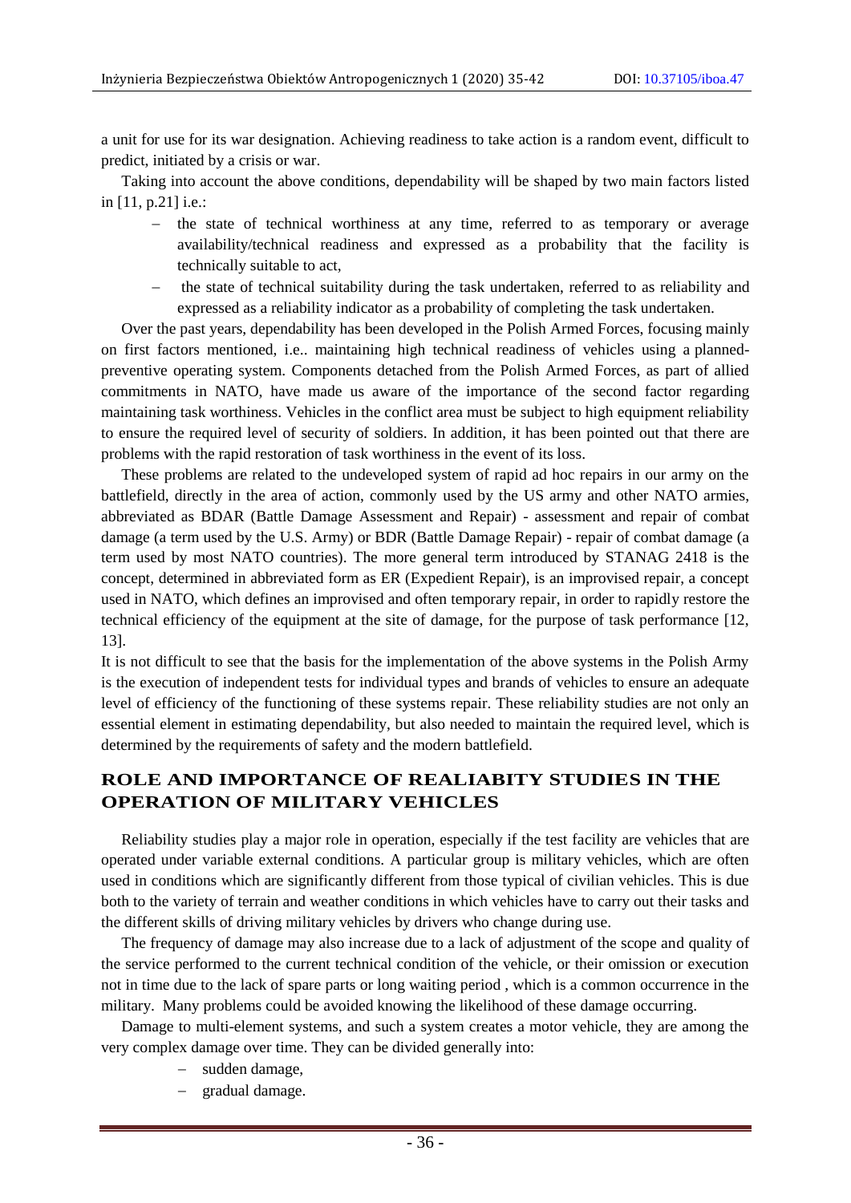a unit for use for its war designation. Achieving readiness to take action is a random event, difficult to predict, initiated by a crisis or war.

Taking into account the above conditions, dependability will be shaped by two main factors listed in [11, p.21] i.e.:

- the state of technical worthiness at any time, referred to as temporary or average availability/technical readiness and expressed as a probability that the facility is technically suitable to act,
- the state of technical suitability during the task undertaken, referred to as reliability and expressed as a reliability indicator as a probability of completing the task undertaken.

Over the past years, dependability has been developed in the Polish Armed Forces, focusing mainly on first factors mentioned, i.e.. maintaining high technical readiness of vehicles using a planned-preventive operating system. Components detached from the Polish Armed Forces, as part of allied commitments in NATO, have made us aware of the importance of the second factor regarding maintaining task worthiness. Vehicles in the conflict area must be subject to high equipment reliability to ensure the required level of security of soldiers. In addition, it has been pointed out that there are problems with the rapid restoration of task worthiness in the event of its loss.

These problems are related to the undeveloped system of rapid ad hoc repairs in our army on the battlefield, directly in the area of action, commonly used by the US army and other NATO armies, abbreviated as BDAR (Battle Damage Assessment and Repair) - assessment and repair of combat damage (a term used by the U.S. Army) or BDR (Battle Damage Repair) - repair of combat damage (a term used by most NATO countries). The more general term introduced by STANAG 2418 is the concept, determined in abbreviated form as ER (Expedient Repair), is an improvised repair, a concept used in NATO, which defines an improvised and often temporary repair, in order to rapidly restore the technical efficiency of the equipment at the site of damage, for the purpose of task performance [12, 13].

It is not difficult to see that the basis for the implementation of the above systems in the Polish Army is the execution of independent tests for individual types and brands of vehicles to ensure an adequate level of efficiency of the functioning of these systems repair. These reliability studies are not only an essential element in estimating dependability, but also needed to maintain the required level, which is determined by the requirements of safety and the modern battlefield.

## ROLE AND IMPORTANCE OF REALIABITY STUDIES IN THE OPERATION OF MILITARY VEHICLES

Reliability studies play a major role in operation, especially if the test facility are vehicles that are operated under variable external conditions. A particular group is military vehicles, which are often used in conditions which are significantly different from those typical of civilian vehicles. This is due both to the variety of terrain and weather conditions in which vehicles have to carry out their tasks and the different skills of driving military vehicles by drivers who change during use.

The frequency of damage may also increase due to a lack of adjustment of the scope and quality of the service performed to the current technical condition of the vehicle, or their omission or execution not in time due to the lack of spare parts or long waiting period , which is a common occurrence in the military. Many problems could be avoided knowing the likelihood of these damage occurring.

Damage to multi-element systems, and such a system creates a motor vehicle, they are among the very complex damage over time. They can be divided generally into:

- sudden damage,
- gradual damage.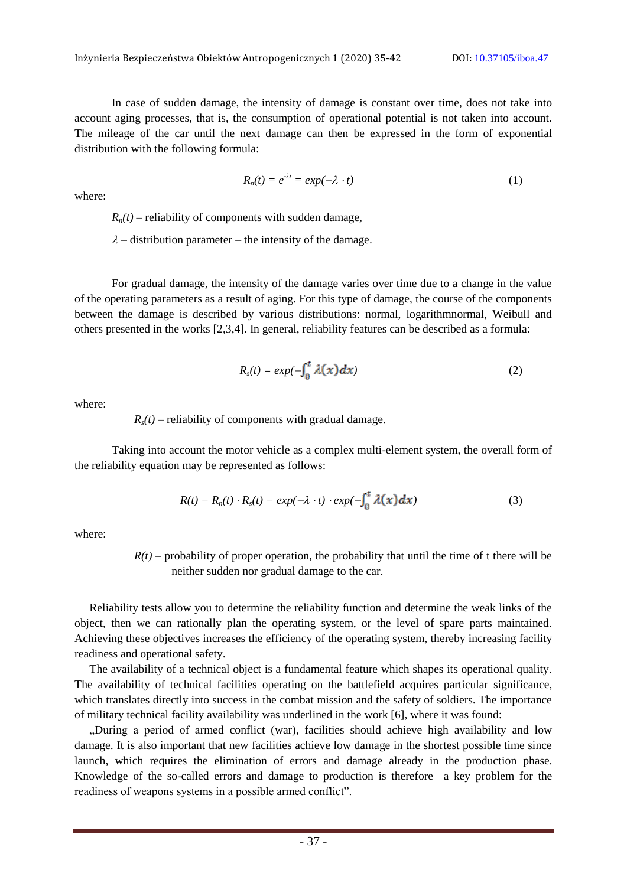In case of sudden damage, the intensity of damage is constant over time, does not take into account aging processes, that is, the consumption of operational potential is not taken into account. The mileage of the car until the next damage can then be expressed in the form of exponential distribution with the following formula:

$$R_n(t) = e^{-\lambda t} = exp(-\lambda \cdot t) \tag{1}$$

where:

$R_n(t)$ – reliability of components with sudden damage,

$\lambda$ – distribution parameter – the intensity of the damage.

For gradual damage, the intensity of the damage varies over time due to a change in the value of the operating parameters as a result of aging. For this type of damage, the course of the components between the damage is described by various distributions: normal, logarithmnormal, Weibull and others presented in the works [2,3,4]. In general, reliability features can be described as a formula:

$$R_s(t) = exp\left(-\int_0^t \lambda(x)dx\right) \tag{2}$$

where:

$R_s(t)$ – reliability of components with gradual damage.

Taking into account the motor vehicle as a complex multi-element system, the overall form of the reliability equation may be represented as follows:

$$R(t) = R_n(t) \cdot R_s(t) = exp(-\lambda \cdot t) \cdot exp\left(-\int_0^t \lambda(x)dx\right) \tag{3}$$

where:

$R(t)$ – probability of proper operation, the probability that until the time of t there will be neither sudden nor gradual damage to the car.

Reliability tests allow you to determine the reliability function and determine the weak links of the object, then we can rationally plan the operating system, or the level of spare parts maintained. Achieving these objectives increases the efficiency of the operating system, thereby increasing facility readiness and operational safety.

The availability of a technical object is a fundamental feature which shapes its operational quality. The availability of technical facilities operating on the battlefield acquires particular significance, which translates directly into success in the combat mission and the safety of soldiers. The importance of military technical facility availability was underlined in the work [6], where it was found:

„During a period of armed conflict (war), facilities should achieve high availability and low damage. It is also important that new facilities achieve low damage in the shortest possible time since launch, which requires the elimination of errors and damage already in the production phase. Knowledge of the so-called errors and damage to production is therefore a key problem for the readiness of weapons systems in a possible armed conflict".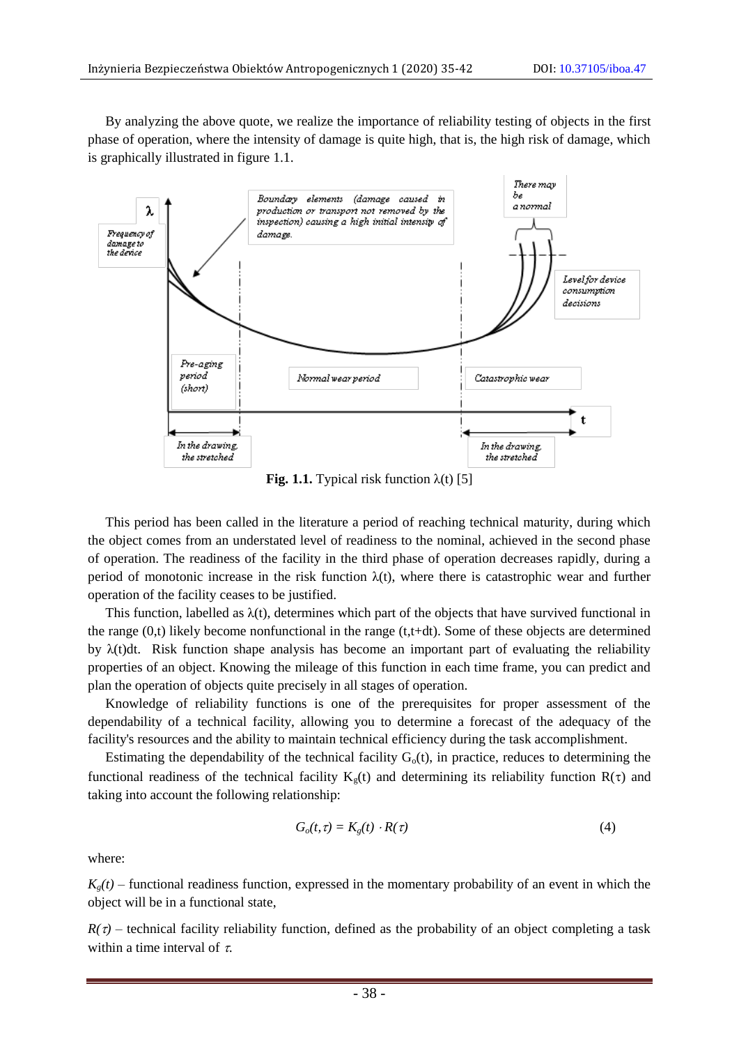By analyzing the above quote, we realize the importance of reliability testing of objects in the first phase of operation, where the intensity of damage is quite high, that is, the high risk of damage, which is graphically illustrated in figure 1.1.

**Fig. 1.1.** Typical risk function $\lambda(t)$ [5]

This period has been called in the literature a period of reaching technical maturity, during which the object comes from an understated level of readiness to the nominal, achieved in the second phase of operation. The readiness of the facility in the third phase of operation decreases rapidly, during a period of monotonic increase in the risk function $\lambda(t)$, where there is catastrophic wear and further operation of the facility ceases to be justified.

This function, labelled as $\lambda(t)$, determines which part of the objects that have survived functional in the range $(0,t)$ likely become nonfunctional in the range $(t,t+dt)$. Some of these objects are determined by $\lambda(t)dt$. Risk function shape analysis has become an important part of evaluating the reliability properties of an object. Knowing the mileage of this function in each time frame, you can predict and plan the operation of objects quite precisely in all stages of operation.

Knowledge of reliability functions is one of the prerequisites for proper assessment of the dependability of a technical facility, allowing you to determine a forecast of the adequacy of the facility's resources and the ability to maintain technical efficiency during the task accomplishment.

Estimating the dependability of the technical facility $G_o(t)$, in practice, reduces to determining the functional readiness of the technical facility $K_g(t)$ and determining its reliability function $R(\tau)$ and taking into account the following relationship:

$$G_o(t,\tau) = K_g(t) \cdot R(\tau) \tag{4}$$

where:

$K_g(t)$ – functional readiness function, expressed in the momentary probability of an event in which the object will be in a functional state,

$R(\tau)$ – technical facility reliability function, defined as the probability of an object completing a task within a time interval of $\tau$.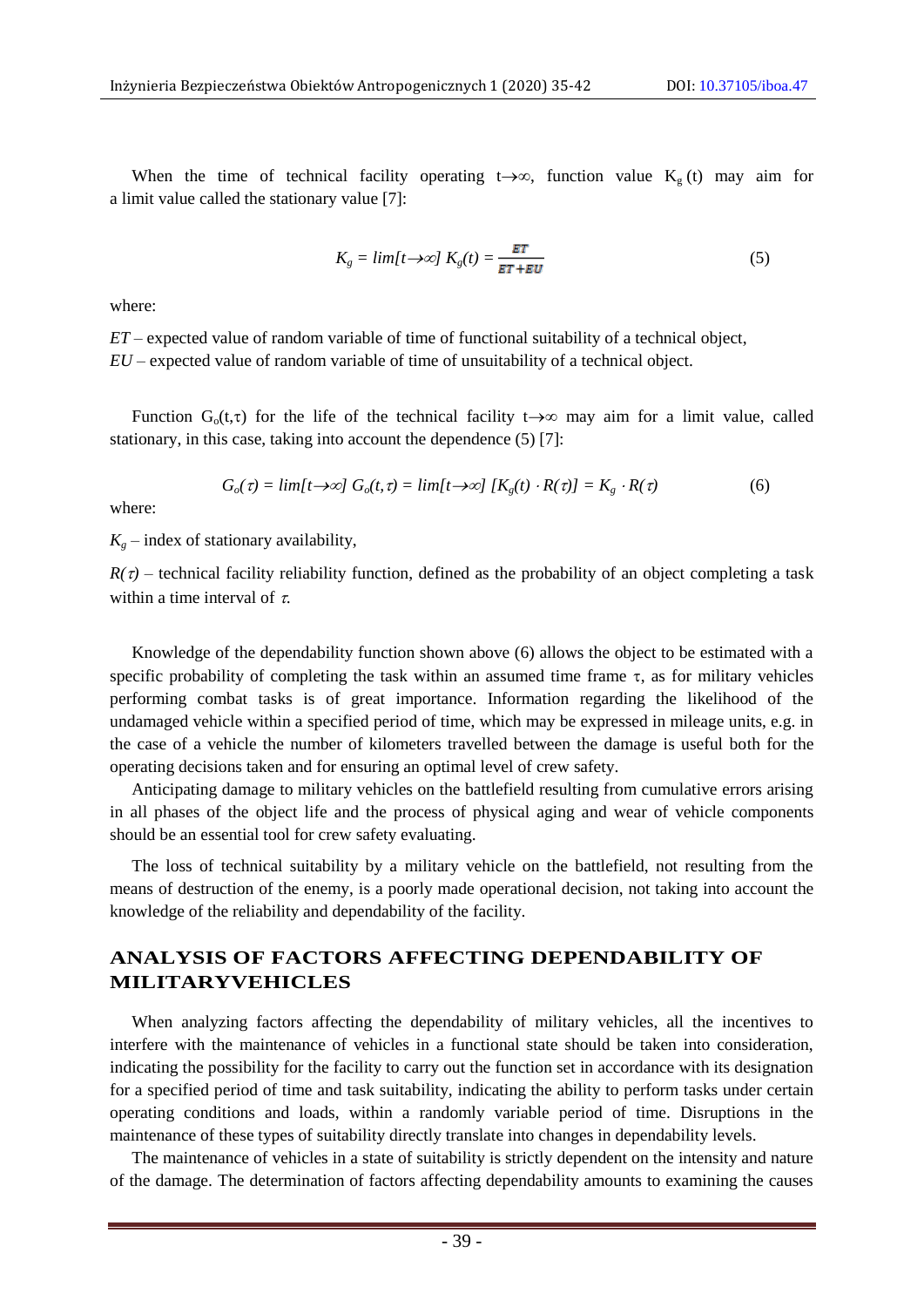When the time of technical facility operating $t \to \infty$, function value $K_g(t)$ may aim for a limit value called the stationary value [7]:

$$K_g = lim[t \to \infty] \, K_g(t) = \frac{ET}{ET + EU} \tag{5}$$

where:

$ET$ – expected value of random variable of time of functional suitability of a technical object,
$EU$ – expected value of random variable of time of unsuitability of a technical object.

Function $G_o(t,\tau)$ for the life of the technical facility $t \to \infty$ may aim for a limit value, called stationary, in this case, taking into account the dependence (5) [7]:

$$G_o(\tau) = lim[t \to \infty] \, G_o(t,\tau) = lim[t \to \infty] \, [K_g(t) \cdot R(\tau)] = K_g \cdot R(\tau) \tag{6}$$

where:

$K_g$ – index of stationary availability,

$R(\tau)$ – technical facility reliability function, defined as the probability of an object completing a task within a time interval of $\tau$.

Knowledge of the dependability function shown above (6) allows the object to be estimated with a specific probability of completing the task within an assumed time frame $\tau$, as for military vehicles performing combat tasks is of great importance. Information regarding the likelihood of the undamaged vehicle within a specified period of time, which may be expressed in mileage units, e.g. in the case of a vehicle the number of kilometers travelled between the damage is useful both for the operating decisions taken and for ensuring an optimal level of crew safety.

Anticipating damage to military vehicles on the battlefield resulting from cumulative errors arising in all phases of the object life and the process of physical aging and wear of vehicle components should be an essential tool for crew safety evaluating.

The loss of technical suitability by a military vehicle on the battlefield, not resulting from the means of destruction of the enemy, is a poorly made operational decision, not taking into account the knowledge of the reliability and dependability of the facility.

## ANALYSIS OF FACTORS AFFECTING DEPENDABILITY OF MILITARYVEHICLES

When analyzing factors affecting the dependability of military vehicles, all the incentives to interfere with the maintenance of vehicles in a functional state should be taken into consideration, indicating the possibility for the facility to carry out the function set in accordance with its designation for a specified period of time and task suitability, indicating the ability to perform tasks under certain operating conditions and loads, within a randomly variable period of time. Disruptions in the maintenance of these types of suitability directly translate into changes in dependability levels.

The maintenance of vehicles in a state of suitability is strictly dependent on the intensity and nature of the damage. The determination of factors affecting dependability amounts to examining the causes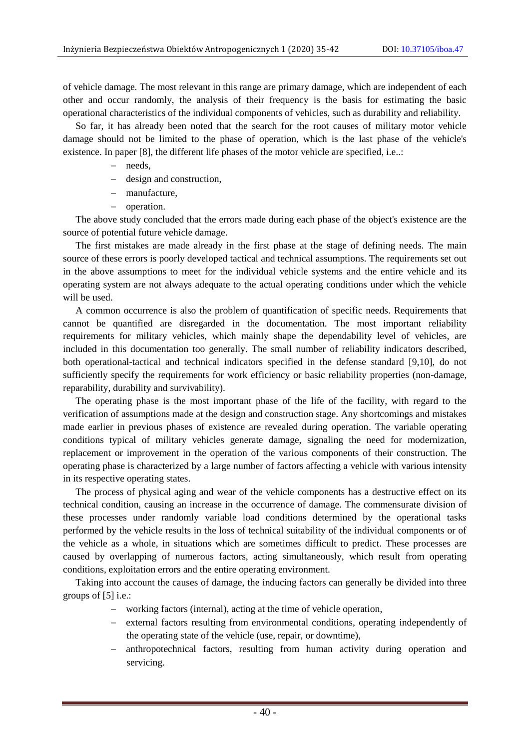of vehicle damage. The most relevant in this range are primary damage, which are independent of each other and occur randomly, the analysis of their frequency is the basis for estimating the basic operational characteristics of the individual components of vehicles, such as durability and reliability.

So far, it has already been noted that the search for the root causes of military motor vehicle damage should not be limited to the phase of operation, which is the last phase of the vehicle's existence. In paper [8], the different life phases of the motor vehicle are specified, i.e..:

- needs,
- design and construction,
- manufacture,
- operation.

The above study concluded that the errors made during each phase of the object's existence are the source of potential future vehicle damage.

The first mistakes are made already in the first phase at the stage of defining needs. The main source of these errors is poorly developed tactical and technical assumptions. The requirements set out in the above assumptions to meet for the individual vehicle systems and the entire vehicle and its operating system are not always adequate to the actual operating conditions under which the vehicle will be used.

A common occurrence is also the problem of quantification of specific needs. Requirements that cannot be quantified are disregarded in the documentation. The most important reliability requirements for military vehicles, which mainly shape the dependability level of vehicles, are included in this documentation too generally. The small number of reliability indicators described, both operational-tactical and technical indicators specified in the defense standard [9,10], do not sufficiently specify the requirements for work efficiency or basic reliability properties (non-damage, reparability, durability and survivability).

The operating phase is the most important phase of the life of the facility, with regard to the verification of assumptions made at the design and construction stage. Any shortcomings and mistakes made earlier in previous phases of existence are revealed during operation. The variable operating conditions typical of military vehicles generate damage, signaling the need for modernization, replacement or improvement in the operation of the various components of their construction. The operating phase is characterized by a large number of factors affecting a vehicle with various intensity in its respective operating states.

The process of physical aging and wear of the vehicle components has a destructive effect on its technical condition, causing an increase in the occurrence of damage. The commensurate division of these processes under randomly variable load conditions determined by the operational tasks performed by the vehicle results in the loss of technical suitability of the individual components or of the vehicle as a whole, in situations which are sometimes difficult to predict. These processes are caused by overlapping of numerous factors, acting simultaneously, which result from operating conditions, exploitation errors and the entire operating environment.

Taking into account the causes of damage, the inducing factors can generally be divided into three groups of [5] i.e.:

- working factors (internal), acting at the time of vehicle operation,
- external factors resulting from environmental conditions, operating independently of the operating state of the vehicle (use, repair, or downtime),
- anthropotechnical factors, resulting from human activity during operation and servicing.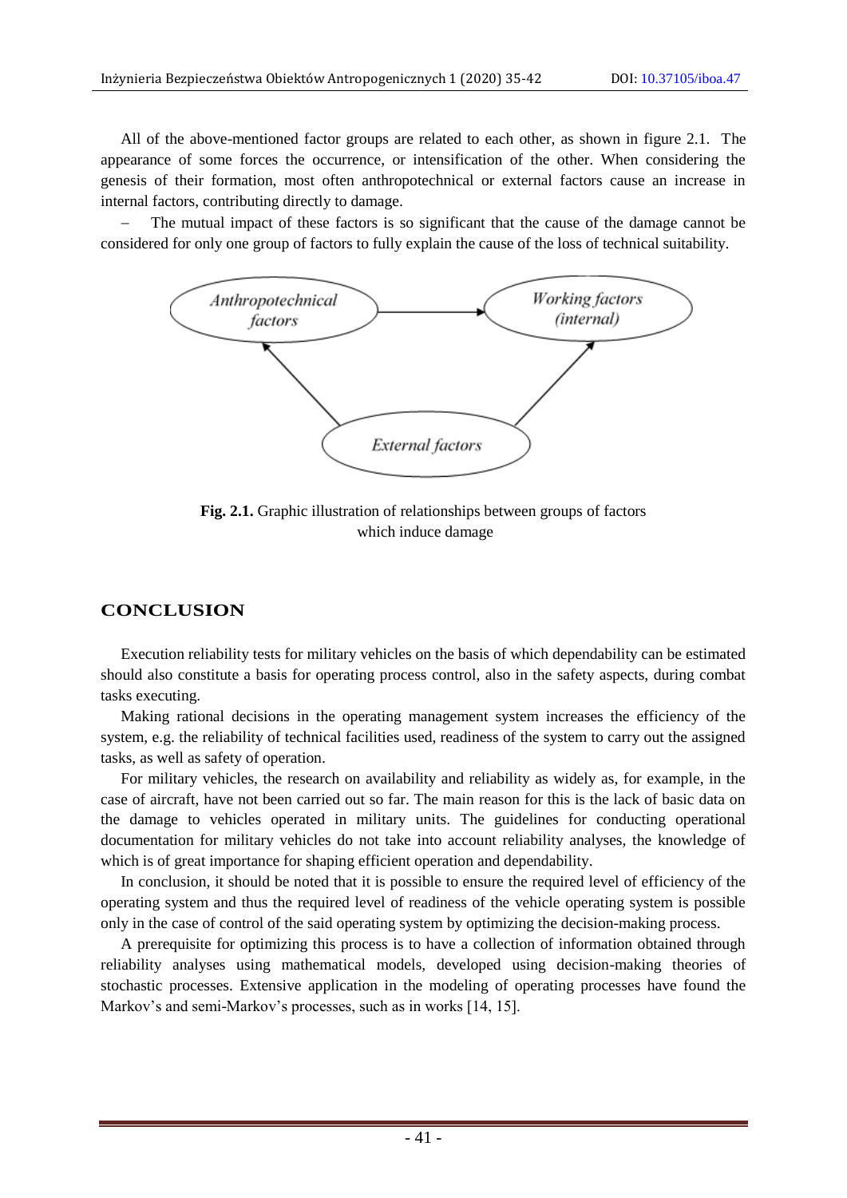All of the above-mentioned factor groups are related to each other, as shown in figure 2.1. The appearance of some forces the occurrence, or intensification of the other. When considering the genesis of their formation, most often anthropotechnical or external factors cause an increase in internal factors, contributing directly to damage.

– The mutual impact of these factors is so significant that the cause of the damage cannot be considered for only one group of factors to fully explain the cause of the loss of technical suitability.

**Fig. 2.1.** Graphic illustration of relationships between groups of factors which induce damage

## CONCLUSION

Execution reliability tests for military vehicles on the basis of which dependability can be estimated should also constitute a basis for operating process control, also in the safety aspects, during combat tasks executing.

Making rational decisions in the operating management system increases the efficiency of the system, e.g. the reliability of technical facilities used, readiness of the system to carry out the assigned tasks, as well as safety of operation.

For military vehicles, the research on availability and reliability as widely as, for example, in the case of aircraft, have not been carried out so far. The main reason for this is the lack of basic data on the damage to vehicles operated in military units. The guidelines for conducting operational documentation for military vehicles do not take into account reliability analyses, the knowledge of which is of great importance for shaping efficient operation and dependability.

In conclusion, it should be noted that it is possible to ensure the required level of efficiency of the operating system and thus the required level of readiness of the vehicle operating system is possible only in the case of control of the said operating system by optimizing the decision-making process.

A prerequisite for optimizing this process is to have a collection of information obtained through reliability analyses using mathematical models, developed using decision-making theories of stochastic processes. Extensive application in the modeling of operating processes have found the Markov's and semi-Markov's processes, such as in works [14, 15].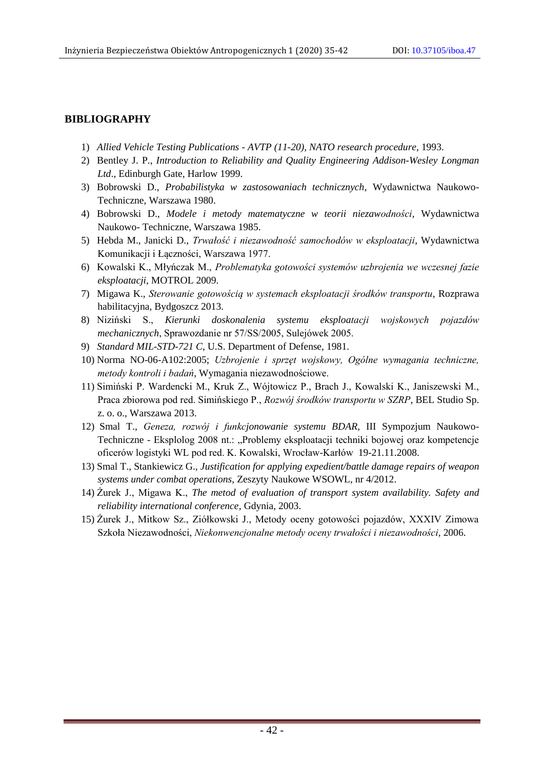## BIBLIOGRAPHY

1) *Allied Vehicle Testing Publications - AVTP (11-20), NATO research procedure*, 1993.
2) Bentley J. P., *Introduction to Reliability and Quality Engineering Addison-Wesley Longman Ltd*., Edinburgh Gate, Harlow 1999.
3) Bobrowski D., *Probabilistyka w zastosowaniach technicznych*, Wydawnictwa Naukowo-Techniczne, Warszawa 1980.
4) Bobrowski D., *Modele i metody matematyczne w teorii niezawodności*, Wydawnictwa Naukowo- Techniczne, Warszawa 1985.
5) Hebda M., Janicki D., *Trwałość i niezawodność samochodów w eksploatacji*, Wydawnictwa Komunikacji i Łączności, Warszawa 1977.
6) Kowalski K., Młyńczak M., *Problematyka gotowości systemów uzbrojenia we wczesnej fazie eksploatacji*, MOTROL 2009.
7) Migawa K., *Sterowanie gotowością w systemach eksploatacji środków transportu*, Rozprawa habilitacyjna, Bydgoszcz 2013.
8) Niziński S., *Kierunki doskonalenia systemu eksploatacji wojskowych pojazdów mechanicznych*, Sprawozdanie nr 57/SS/2005, Sulejówek 2005.
9) *Standard MIL-STD-721 C*, U.S. Department of Defense, 1981.
10) Norma NO-06-A102:2005; *Uzbrojenie i sprzęt wojskowy, Ogólne wymagania techniczne, metody kontroli i badań*, Wymagania niezawodnościowe.
11) Simiński P. Wardencki M., Kruk Z., Wójtowicz P., Brach J., Kowalski K., Janiszewski M., Praca zbiorowa pod red. Simińskiego P., *Rozwój środków transportu w SZRP*, BEL Studio Sp. z. o. o., Warszawa 2013.
12) Smal T., *Geneza, rozwój i funkcjonowanie systemu BDAR*, III Sympozjum Naukowo-Techniczne - Eksplolog 2008 nt.: „Problemy eksploatacji techniki bojowej oraz kompetencje oficerów logistyki WL pod red. K. Kowalski, Wrocław-Karłów 19-21.11.2008.
13) Smal T., Stankiewicz G., *Justification for applying expedient/battle damage repairs of weapon systems under combat operations*, Zeszyty Naukowe WSOWL, nr 4/2012.
14) Żurek J., Migawa K., *The metod of evaluation of transport system availability. Safety and reliability international conference*, Gdynia, 2003.
15) Żurek J., Mitkow Sz., Ziółkowski J., Metody oceny gotowości pojazdów, XXXIV Zimowa Szkoła Niezawodności, *Niekonwencjonalne metody oceny trwałości i niezawodności*, 2006.